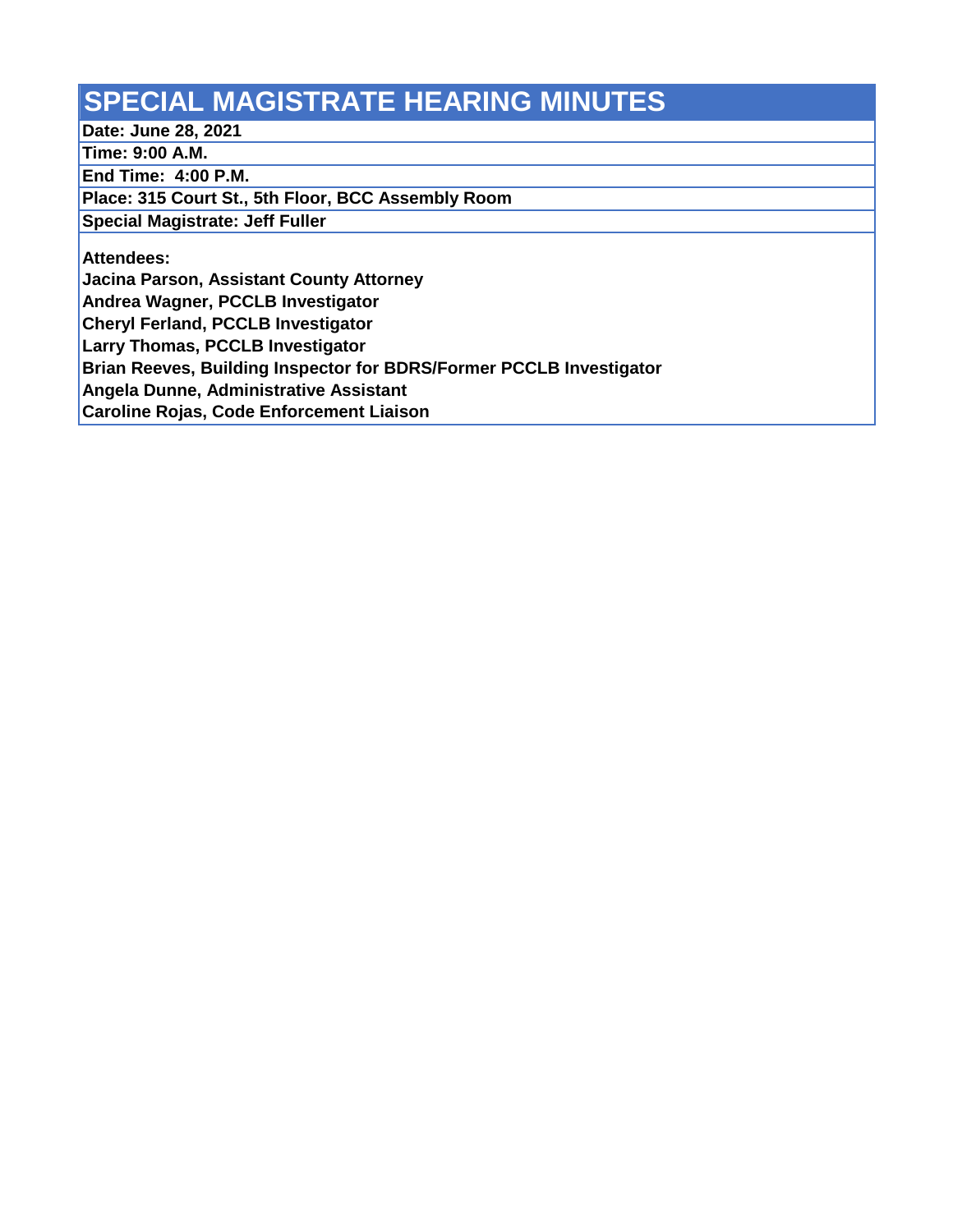# SPECIAL MAGISTRATE HEARING MINUTES

**Date: June 28, 2021**

**Time: 9:00 A.M.**

**End Time: 4:00 P.M.**

**Place: 315 Court St., 5th Floor, BCC Assembly Room**

**Special Magistrate: Jeff Fuller**

**Attendees:**

**Jacina Parson, Assistant County Attorney**

**Andrea Wagner, PCCLB Investigator**

**Cheryl Ferland, PCCLB Investigator**

**Larry Thomas, PCCLB Investigator**

**Brian Reeves, Building Inspector for BDRS/Former PCCLB Investigator**

**Angela Dunne, Administrative Assistant**

**Caroline Rojas, Code Enforcement Liaison**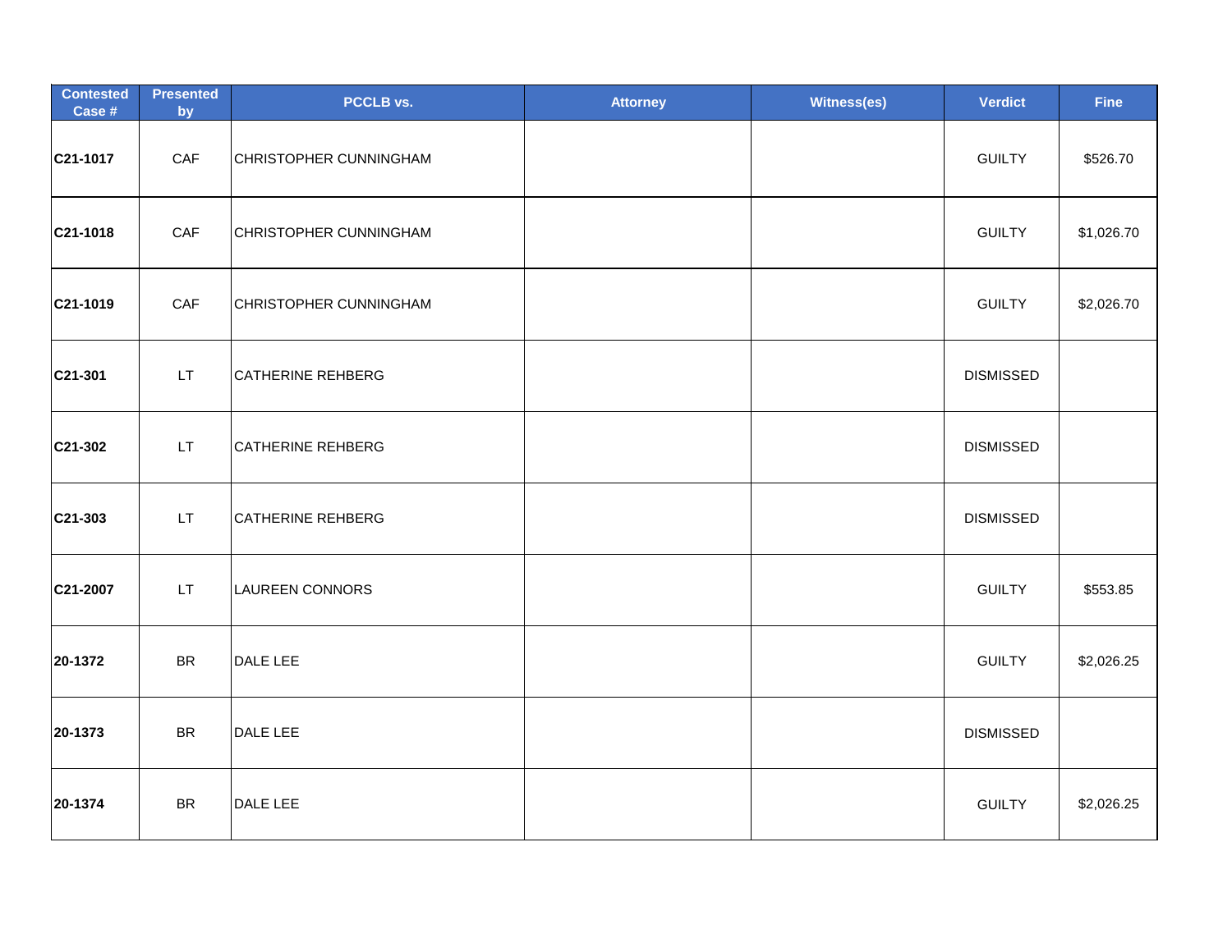| Contested Case # | Presented by | PCCLB vs. | Attorney | Witness(es) | Verdict | Fine |
|---|---|---|---|---|---|---|
| **C21-1017** | CAF | CHRISTOPHER CUNNINGHAM | | | GUILTY | $526.70 |
| **C21-1018** | CAF | CHRISTOPHER CUNNINGHAM | | | GUILTY | $1,026.70 |
| **C21-1019** | CAF | CHRISTOPHER CUNNINGHAM | | | GUILTY | $2,026.70 |
| **C21-301** | LT | CATHERINE REHBERG | | | DISMISSED | |
| **C21-302** | LT | CATHERINE REHBERG | | | DISMISSED | |
| **C21-303** | LT | CATHERINE REHBERG | | | DISMISSED | |
| **C21-2007** | LT | LAUREEN CONNORS | | | GUILTY | $553.85 |
| **20-1372** | BR | DALE LEE | | | GUILTY | $2,026.25 |
| **20-1373** | BR | DALE LEE | | | DISMISSED | |
| **20-1374** | BR | DALE LEE | | | GUILTY | $2,026.25 |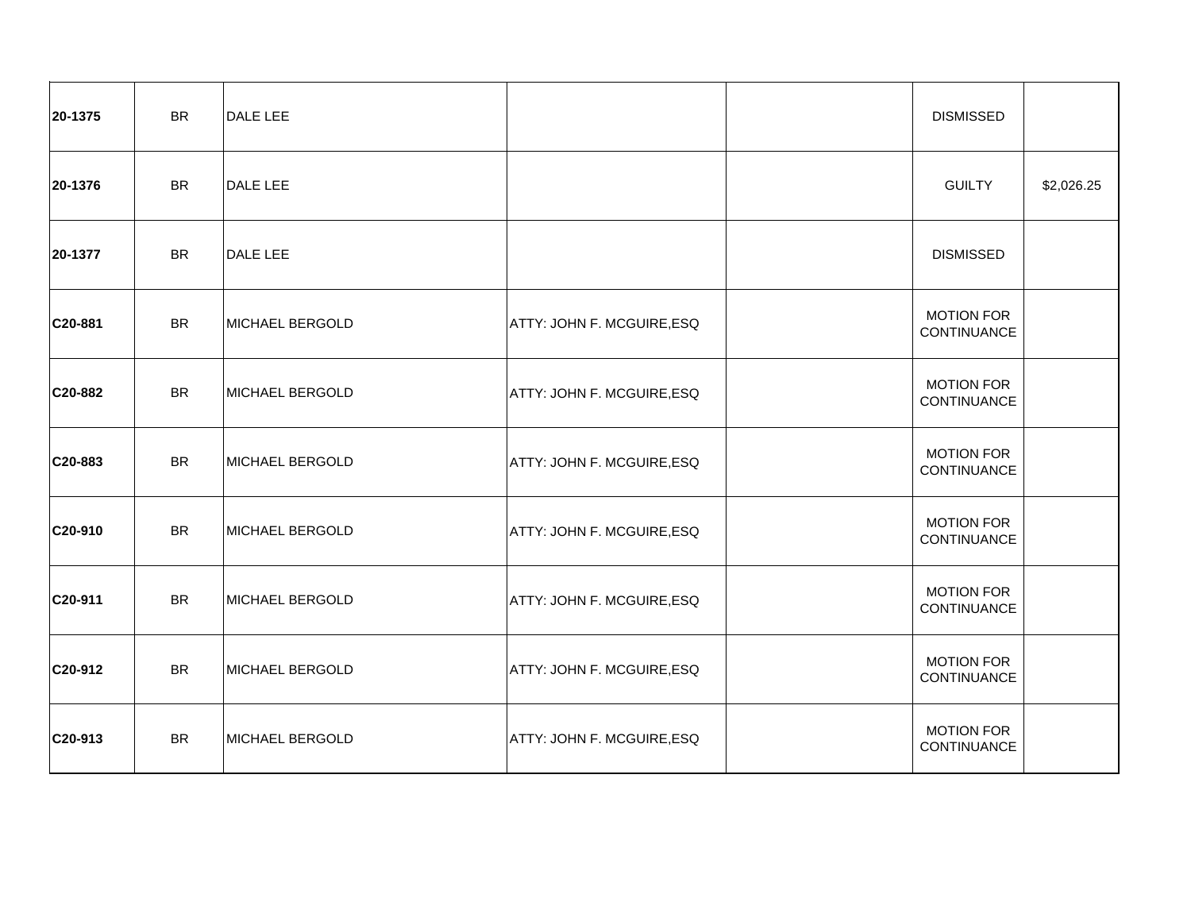| | | | | | | |
|---|---|---|---|---|---|---|
| **20-1375** | BR | DALE LEE | | | DISMISSED | |
| **20-1376** | BR | DALE LEE | | | GUILTY | $2,026.25 |
| **20-1377** | BR | DALE LEE | | | DISMISSED | |
| **C20-881** | BR | MICHAEL BERGOLD | ATTY: JOHN F. MCGUIRE,ESQ | | MOTION FOR CONTINUANCE | |
| **C20-882** | BR | MICHAEL BERGOLD | ATTY: JOHN F. MCGUIRE,ESQ | | MOTION FOR CONTINUANCE | |
| **C20-883** | BR | MICHAEL BERGOLD | ATTY: JOHN F. MCGUIRE,ESQ | | MOTION FOR CONTINUANCE | |
| **C20-910** | BR | MICHAEL BERGOLD | ATTY: JOHN F. MCGUIRE,ESQ | | MOTION FOR CONTINUANCE | |
| **C20-911** | BR | MICHAEL BERGOLD | ATTY: JOHN F. MCGUIRE,ESQ | | MOTION FOR CONTINUANCE | |
| **C20-912** | BR | MICHAEL BERGOLD | ATTY: JOHN F. MCGUIRE,ESQ | | MOTION FOR CONTINUANCE | |
| **C20-913** | BR | MICHAEL BERGOLD | ATTY: JOHN F. MCGUIRE,ESQ | | MOTION FOR CONTINUANCE | |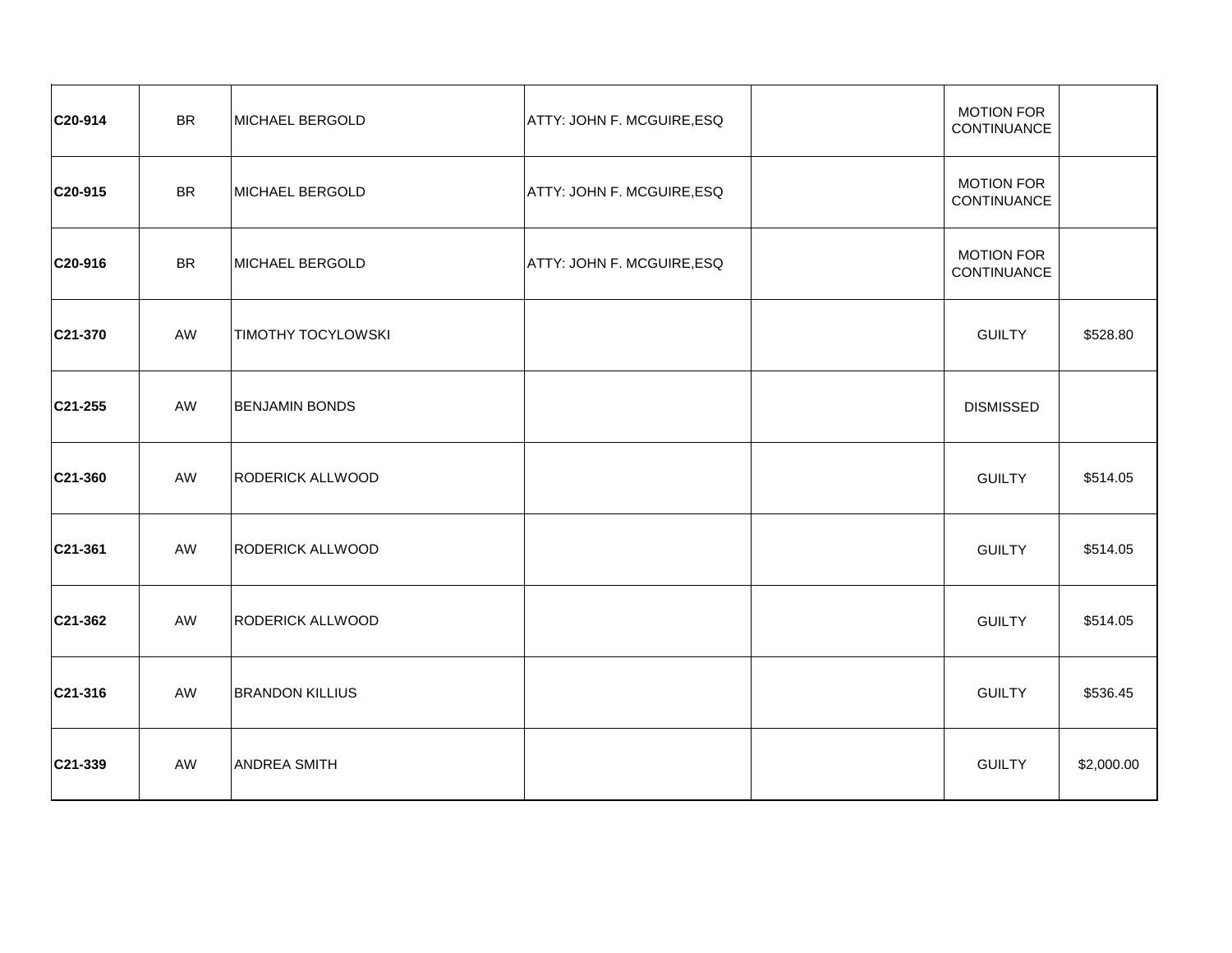| | | | | | | |
|---|---|---|---|---|---|---|
| **C20-914** | BR | MICHAEL BERGOLD | ATTY: JOHN F. MCGUIRE,ESQ | | MOTION FOR CONTINUANCE | |
| **C20-915** | BR | MICHAEL BERGOLD | ATTY: JOHN F. MCGUIRE,ESQ | | MOTION FOR CONTINUANCE | |
| **C20-916** | BR | MICHAEL BERGOLD | ATTY: JOHN F. MCGUIRE,ESQ | | MOTION FOR CONTINUANCE | |
| **C21-370** | AW | TIMOTHY TOCYLOWSKI | | | GUILTY | $528.80 |
| **C21-255** | AW | BENJAMIN BONDS | | | DISMISSED | |
| **C21-360** | AW | RODERICK ALLWOOD | | | GUILTY | $514.05 |
| **C21-361** | AW | RODERICK ALLWOOD | | | GUILTY | $514.05 |
| **C21-362** | AW | RODERICK ALLWOOD | | | GUILTY | $514.05 |
| **C21-316** | AW | BRANDON KILLIUS | | | GUILTY | $536.45 |
| **C21-339** | AW | ANDREA SMITH | | | GUILTY | $2,000.00 |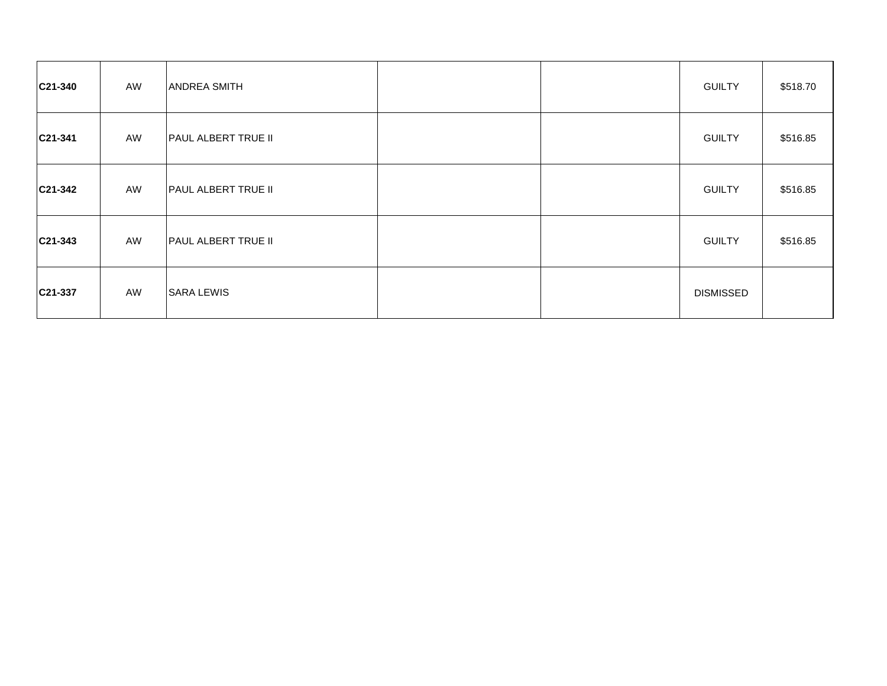| | | | | | | |
|---|---|---|---|---|---|---|
| **C21-340** | AW | ANDREA SMITH | | | GUILTY | $518.70 |
| **C21-341** | AW | PAUL ALBERT TRUE II | | | GUILTY | $516.85 |
| **C21-342** | AW | PAUL ALBERT TRUE II | | | GUILTY | $516.85 |
| **C21-343** | AW | PAUL ALBERT TRUE II | | | GUILTY | $516.85 |
| **C21-337** | AW | SARA LEWIS | | | DISMISSED | |